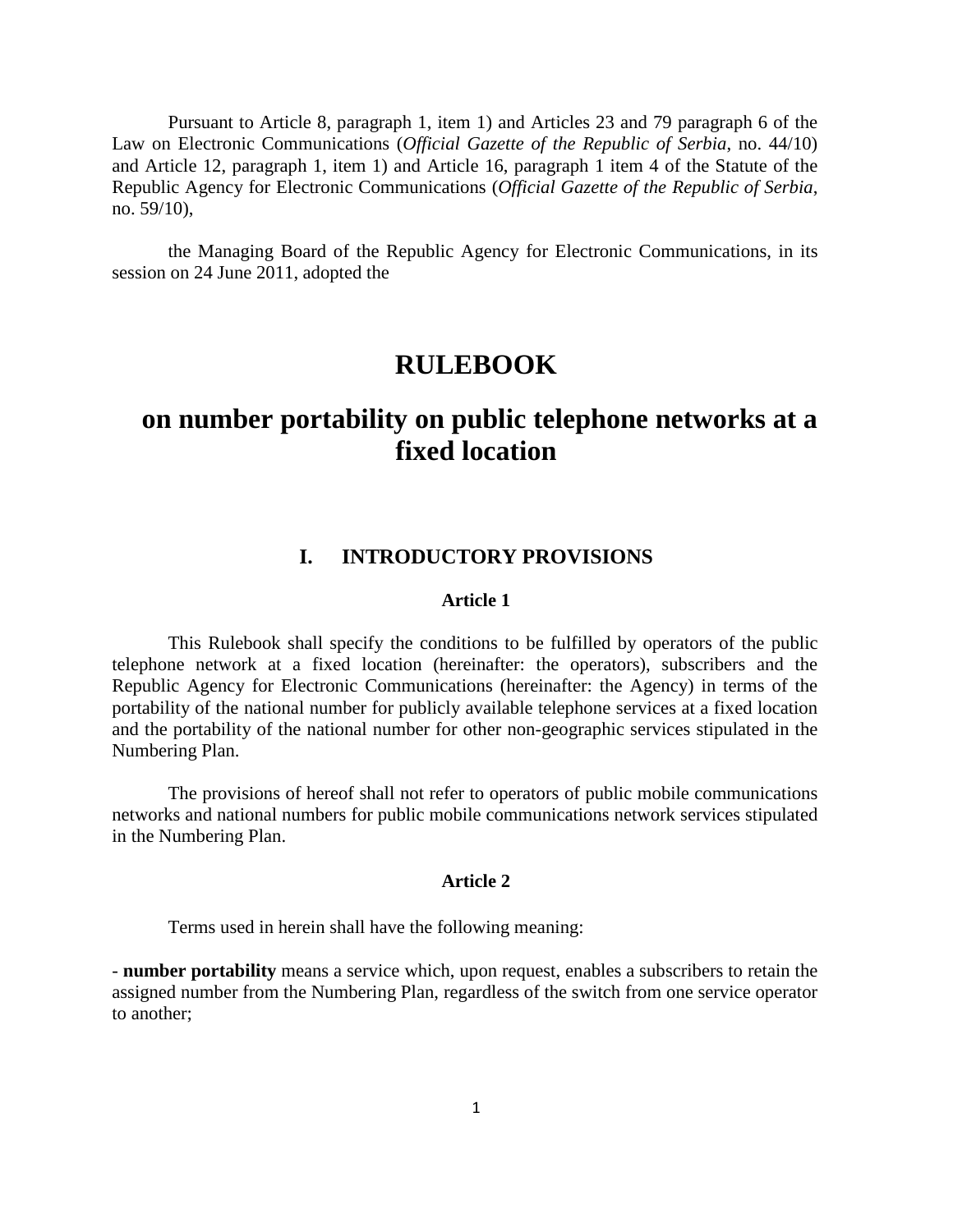Pursuant to Article 8, paragraph 1, item 1) and Articles 23 and 79 paragraph 6 of the Law on Electronic Communications (*Official Gazette of the Republic of Serbia*, no. 44/10) and Article 12, paragraph 1, item 1) and Article 16, paragraph 1 item 4 of the Statute of the Republic Agency for Electronic Communications (*Official Gazette of the Republic of Serbia*, no. 59/10),

the Managing Board of the Republic Agency for Electronic Communications, in its session on 24 June 2011, adopted the

# RULEBOOK

# on number portability on public telephone networks at a fixed location

## I. INTRODUCTORY PROVISIONS

### Article 1

This Rulebook shall specify the conditions to be fulfilled by operators of the public telephone network at a fixed location (hereinafter: the operators), subscribers and the Republic Agency for Electronic Communications (hereinafter: the Agency) in terms of the portability of the national number for publicly available telephone services at a fixed location and the portability of the national number for other non-geographic services stipulated in the Numbering Plan.

The provisions of hereof shall not refer to operators of public mobile communications networks and national numbers for public mobile communications network services stipulated in the Numbering Plan.

### Article 2

Terms used in herein shall have the following meaning:

- **number portability** means a service which, upon request, enables a subscribers to retain the assigned number from the Numbering Plan, regardless of the switch from one service operator to another;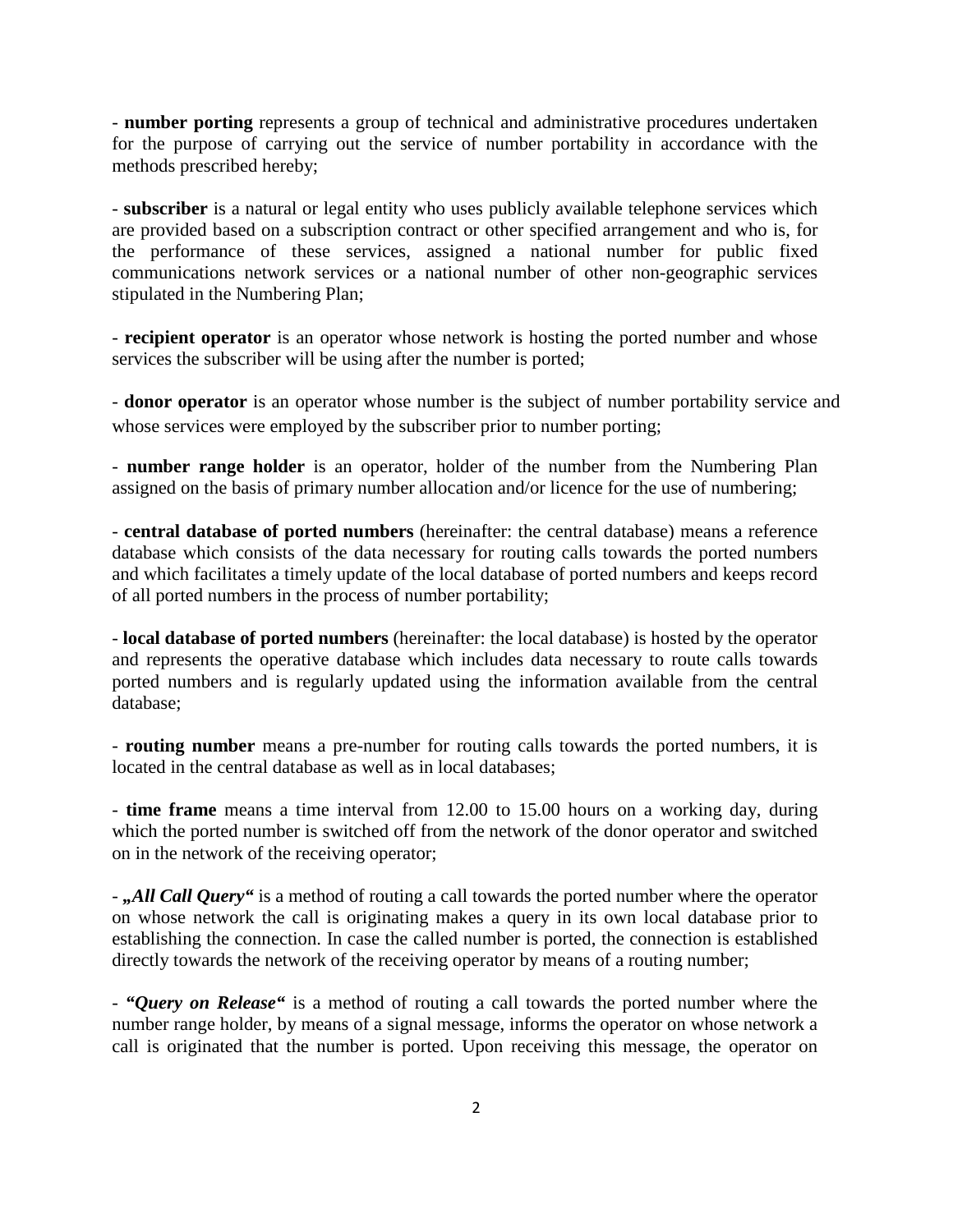- **number porting** represents a group of technical and administrative procedures undertaken for the purpose of carrying out the service of number portability in accordance with the methods prescribed hereby;

- **subscriber** is a natural or legal entity who uses publicly available telephone services which are provided based on a subscription contract or other specified arrangement and who is, for the performance of these services, assigned a national number for public fixed communications network services or a national number of other non-geographic services stipulated in the Numbering Plan;

- **recipient operator** is an operator whose network is hosting the ported number and whose services the subscriber will be using after the number is ported;

- **donor operator** is an operator whose number is the subject of number portability service and whose services were employed by the subscriber prior to number porting;

- **number range holder** is an operator, holder of the number from the Numbering Plan assigned on the basis of primary number allocation and/or licence for the use of numbering;

- **central database of ported numbers** (hereinafter: the central database) means a reference database which consists of the data necessary for routing calls towards the ported numbers and which facilitates a timely update of the local database of ported numbers and keeps record of all ported numbers in the process of number portability;

- **local database of ported numbers** (hereinafter: the local database) is hosted by the operator and represents the operative database which includes data necessary to route calls towards ported numbers and is regularly updated using the information available from the central database;

- **routing number** means a pre-number for routing calls towards the ported numbers, it is located in the central database as well as in local databases;

- **time frame** means a time interval from 12.00 to 15.00 hours on a working day, during which the ported number is switched off from the network of the donor operator and switched on in the network of the receiving operator;

- ***„All Call Query"*** is a method of routing a call towards the ported number where the operator on whose network the call is originating makes a query in its own local database prior to establishing the connection. In case the called number is ported, the connection is established directly towards the network of the receiving operator by means of a routing number;

- ***"Query on Release"*** is a method of routing a call towards the ported number where the number range holder, by means of a signal message, informs the operator on whose network a call is originated that the number is ported. Upon receiving this message, the operator on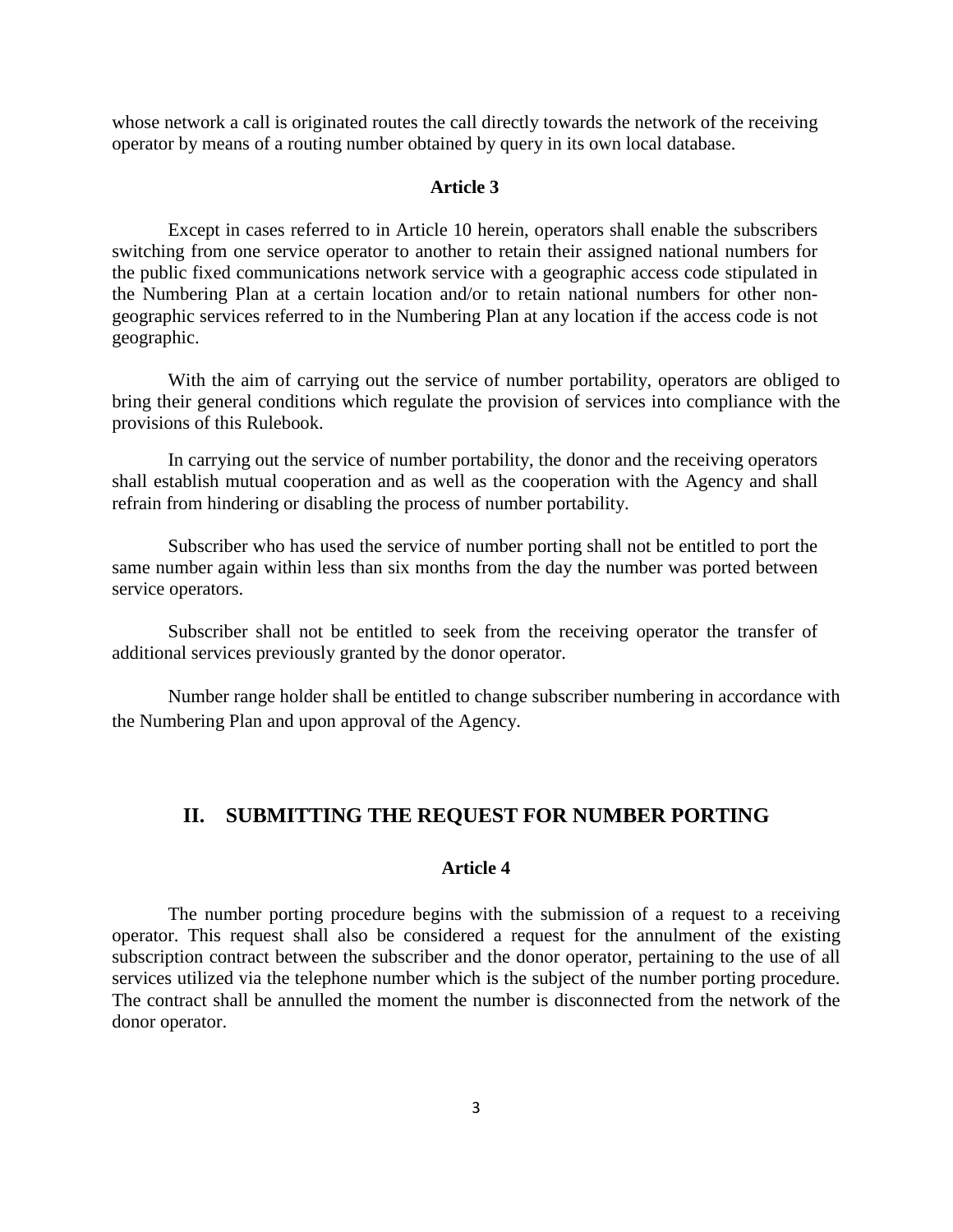whose network a call is originated routes the call directly towards the network of the receiving operator by means of a routing number obtained by query in its own local database.

### Article 3

Except in cases referred to in Article 10 herein, operators shall enable the subscribers switching from one service operator to another to retain their assigned national numbers for the public fixed communications network service with a geographic access code stipulated in the Numbering Plan at a certain location and/or to retain national numbers for other non-geographic services referred to in the Numbering Plan at any location if the access code is not geographic.

With the aim of carrying out the service of number portability, operators are obliged to bring their general conditions which regulate the provision of services into compliance with the provisions of this Rulebook.

In carrying out the service of number portability, the donor and the receiving operators shall establish mutual cooperation and as well as the cooperation with the Agency and shall refrain from hindering or disabling the process of number portability.

Subscriber who has used the service of number porting shall not be entitled to port the same number again within less than six months from the day the number was ported between service operators.

Subscriber shall not be entitled to seek from the receiving operator the transfer of additional services previously granted by the donor operator.

Number range holder shall be entitled to change subscriber numbering in accordance with the Numbering Plan and upon approval of the Agency.

## II. SUBMITTING THE REQUEST FOR NUMBER PORTING

### Article 4

The number porting procedure begins with the submission of a request to a receiving operator. This request shall also be considered a request for the annulment of the existing subscription contract between the subscriber and the donor operator, pertaining to the use of all services utilized via the telephone number which is the subject of the number porting procedure. The contract shall be annulled the moment the number is disconnected from the network of the donor operator.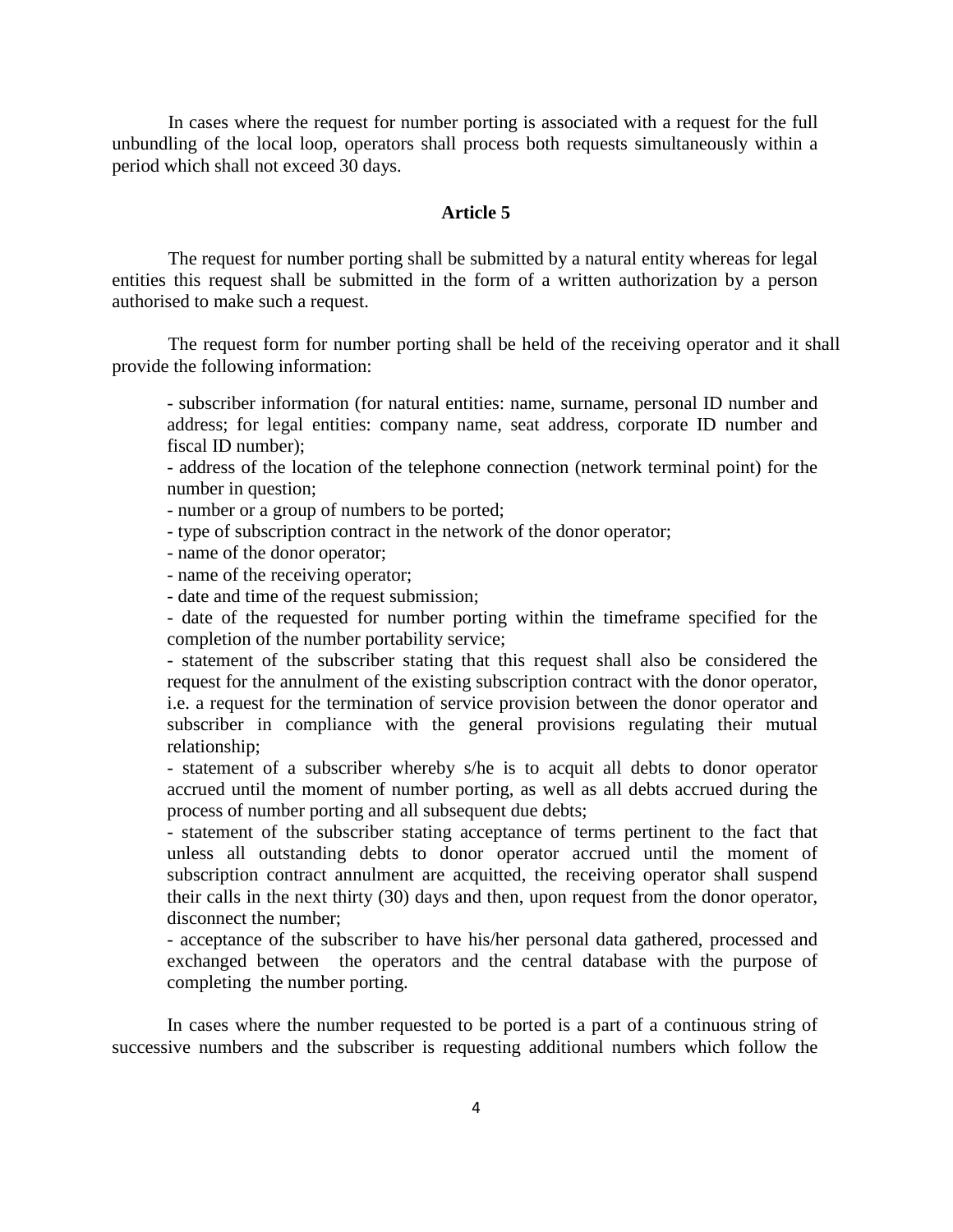In cases where the request for number porting is associated with a request for the full unbundling of the local loop, operators shall process both requests simultaneously within a period which shall not exceed 30 days.

### Article 5

The request for number porting shall be submitted by a natural entity whereas for legal entities this request shall be submitted in the form of a written authorization by a person authorised to make such a request.

The request form for number porting shall be held of the receiving operator and it shall provide the following information:

- subscriber information (for natural entities: name, surname, personal ID number and address; for legal entities: company name, seat address, corporate ID number and fiscal ID number);
- address of the location of the telephone connection (network terminal point) for the number in question;
- number or a group of numbers to be ported;
- type of subscription contract in the network of the donor operator;
- name of the donor operator;
- name of the receiving operator;
- date and time of the request submission;
- date of the requested for number porting within the timeframe specified for the completion of the number portability service;
- statement of the subscriber stating that this request shall also be considered the request for the annulment of the existing subscription contract with the donor operator, i.e. a request for the termination of service provision between the donor operator and subscriber in compliance with the general provisions regulating their mutual relationship;
- statement of a subscriber whereby s/he is to acquit all debts to donor operator accrued until the moment of number porting, as well as all debts accrued during the process of number porting and all subsequent due debts;
- statement of the subscriber stating acceptance of terms pertinent to the fact that unless all outstanding debts to donor operator accrued until the moment of subscription contract annulment are acquitted, the receiving operator shall suspend their calls in the next thirty (30) days and then, upon request from the donor operator, disconnect the number;
- acceptance of the subscriber to have his/her personal data gathered, processed and exchanged between the operators and the central database with the purpose of completing the number porting.

In cases where the number requested to be ported is a part of a continuous string of successive numbers and the subscriber is requesting additional numbers which follow the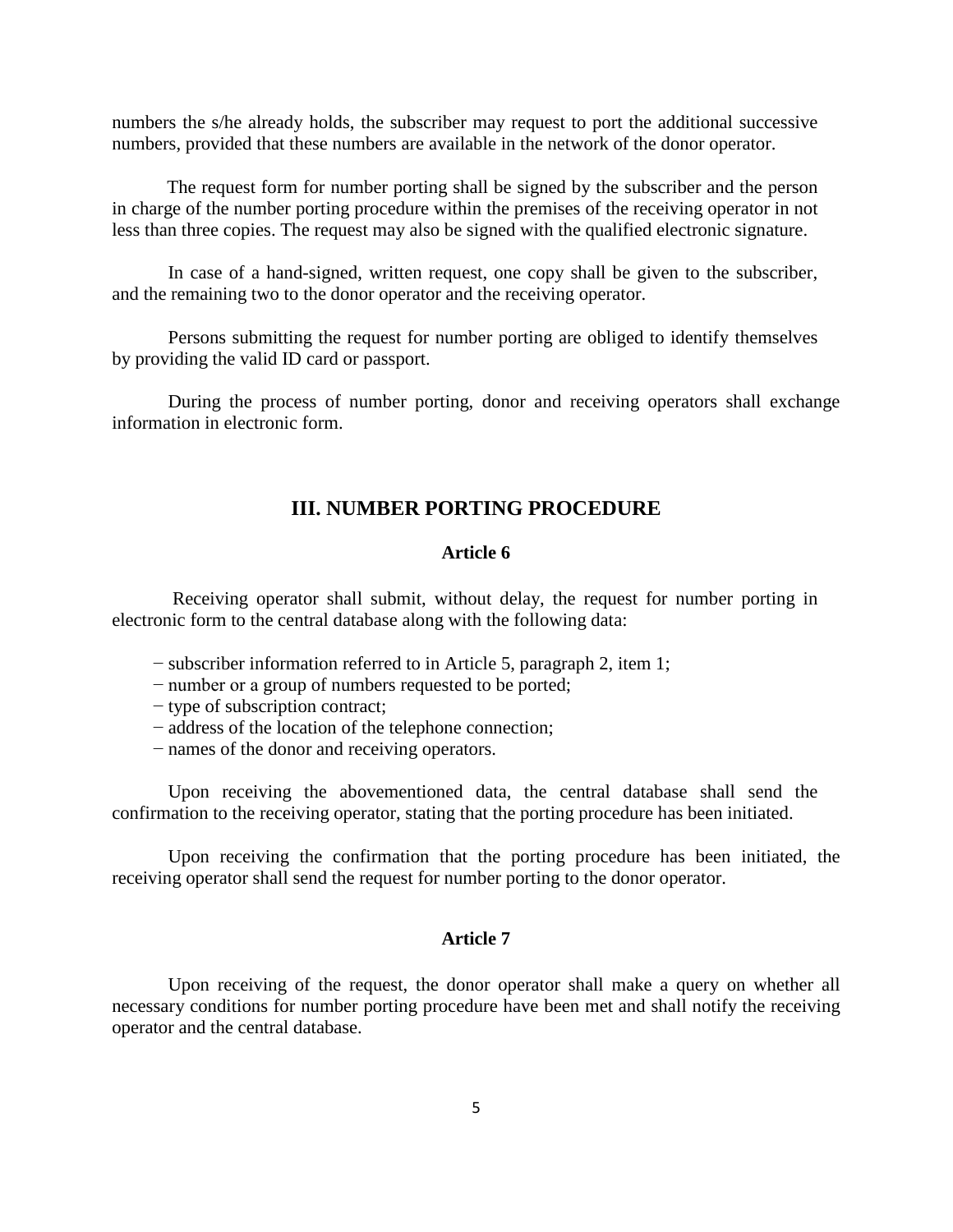numbers the s/he already holds, the subscriber may request to port the additional successive numbers, provided that these numbers are available in the network of the donor operator.

The request form for number porting shall be signed by the subscriber and the person in charge of the number porting procedure within the premises of the receiving operator in not less than three copies. The request may also be signed with the qualified electronic signature.

In case of a hand-signed, written request, one copy shall be given to the subscriber, and the remaining two to the donor operator and the receiving operator.

Persons submitting the request for number porting are obliged to identify themselves by providing the valid ID card or passport.

During the process of number porting, donor and receiving operators shall exchange information in electronic form.

## III. NUMBER PORTING PROCEDURE

### Article 6

Receiving operator shall submit, without delay, the request for number porting in electronic form to the central database along with the following data:

− subscriber information referred to in Article 5, paragraph 2, item 1;
− number or a group of numbers requested to be ported;
− type of subscription contract;
− address of the location of the telephone connection;
− names of the donor and receiving operators.

Upon receiving the abovementioned data, the central database shall send the confirmation to the receiving operator, stating that the porting procedure has been initiated.

Upon receiving the confirmation that the porting procedure has been initiated, the receiving operator shall send the request for number porting to the donor operator.

### Article 7

Upon receiving of the request, the donor operator shall make a query on whether all necessary conditions for number porting procedure have been met and shall notify the receiving operator and the central database.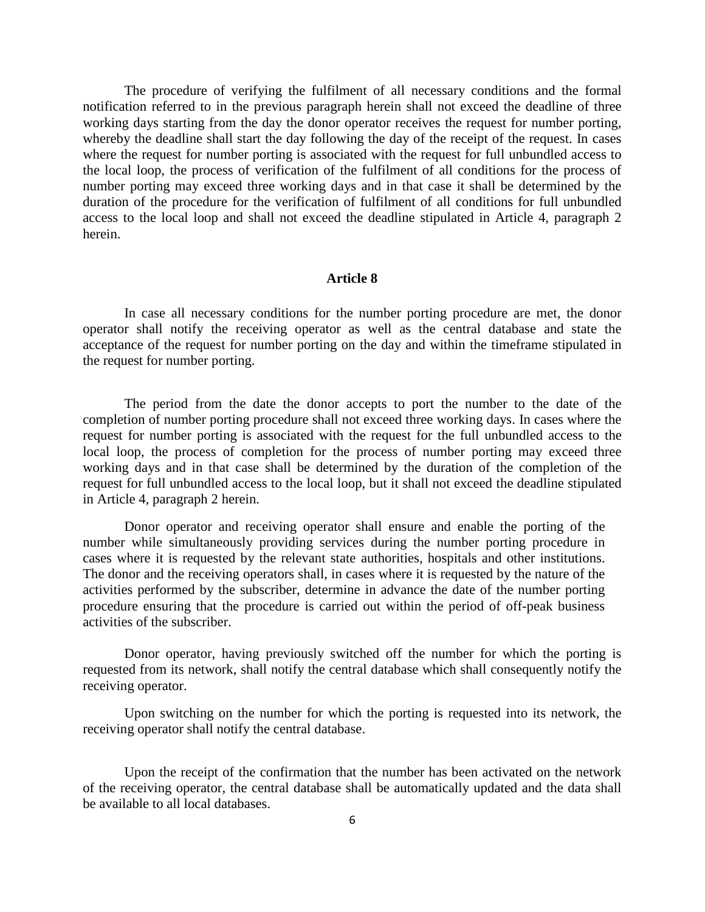The procedure of verifying the fulfilment of all necessary conditions and the formal notification referred to in the previous paragraph herein shall not exceed the deadline of three working days starting from the day the donor operator receives the request for number porting, whereby the deadline shall start the day following the day of the receipt of the request. In cases where the request for number porting is associated with the request for full unbundled access to the local loop, the process of verification of the fulfilment of all conditions for the process of number porting may exceed three working days and in that case it shall be determined by the duration of the procedure for the verification of fulfilment of all conditions for full unbundled access to the local loop and shall not exceed the deadline stipulated in Article 4, paragraph 2 herein.

### Article 8

In case all necessary conditions for the number porting procedure are met, the donor operator shall notify the receiving operator as well as the central database and state the acceptance of the request for number porting on the day and within the timeframe stipulated in the request for number porting.

The period from the date the donor accepts to port the number to the date of the completion of number porting procedure shall not exceed three working days. In cases where the request for number porting is associated with the request for the full unbundled access to the local loop, the process of completion for the process of number porting may exceed three working days and in that case shall be determined by the duration of the completion of the request for full unbundled access to the local loop, but it shall not exceed the deadline stipulated in Article 4, paragraph 2 herein.

Donor operator and receiving operator shall ensure and enable the porting of the number while simultaneously providing services during the number porting procedure in cases where it is requested by the relevant state authorities, hospitals and other institutions. The donor and the receiving operators shall, in cases where it is requested by the nature of the activities performed by the subscriber, determine in advance the date of the number porting procedure ensuring that the procedure is carried out within the period of off-peak business activities of the subscriber.

Donor operator, having previously switched off the number for which the porting is requested from its network, shall notify the central database which shall consequently notify the receiving operator.

Upon switching on the number for which the porting is requested into its network, the receiving operator shall notify the central database.

Upon the receipt of the confirmation that the number has been activated on the network of the receiving operator, the central database shall be automatically updated and the data shall be available to all local databases.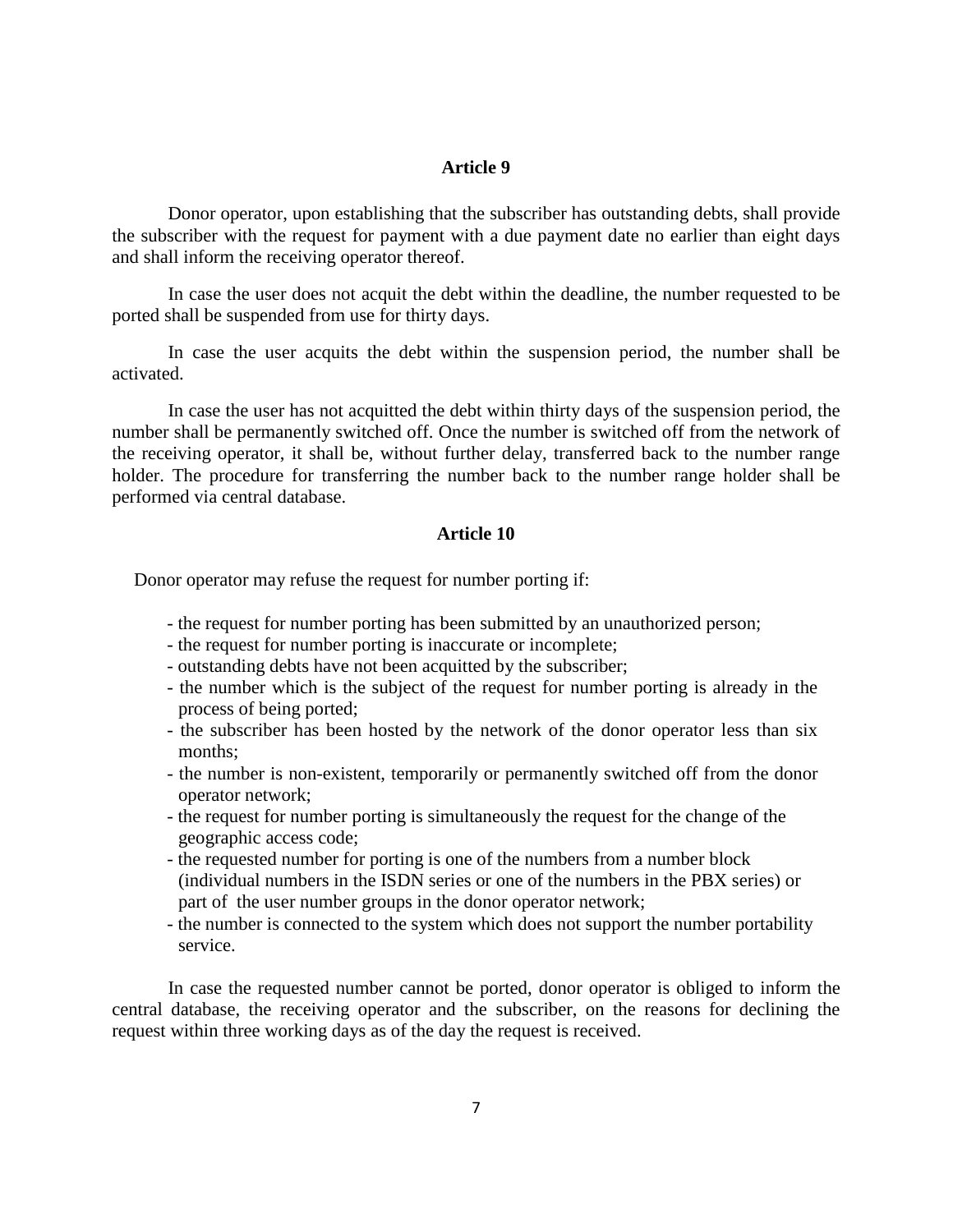### Article 9

Donor operator, upon establishing that the subscriber has outstanding debts, shall provide the subscriber with the request for payment with a due payment date no earlier than eight days and shall inform the receiving operator thereof.

In case the user does not acquit the debt within the deadline, the number requested to be ported shall be suspended from use for thirty days.

In case the user acquits the debt within the suspension period, the number shall be activated.

In case the user has not acquitted the debt within thirty days of the suspension period, the number shall be permanently switched off. Once the number is switched off from the network of the receiving operator, it shall be, without further delay, transferred back to the number range holder. The procedure for transferring the number back to the number range holder shall be performed via central database.

### Article 10

Donor operator may refuse the request for number porting if:

- the request for number porting has been submitted by an unauthorized person;
- the request for number porting is inaccurate or incomplete;
- outstanding debts have not been acquitted by the subscriber;
- the number which is the subject of the request for number porting is already in the process of being ported;
- the subscriber has been hosted by the network of the donor operator less than six months;
- the number is non-existent, temporarily or permanently switched off from the donor operator network;
- the request for number porting is simultaneously the request for the change of the geographic access code;
- the requested number for porting is one of the numbers from a number block (individual numbers in the ISDN series or one of the numbers in the PBX series) or part of the user number groups in the donor operator network;
- the number is connected to the system which does not support the number portability service.

In case the requested number cannot be ported, donor operator is obliged to inform the central database, the receiving operator and the subscriber, on the reasons for declining the request within three working days as of the day the request is received.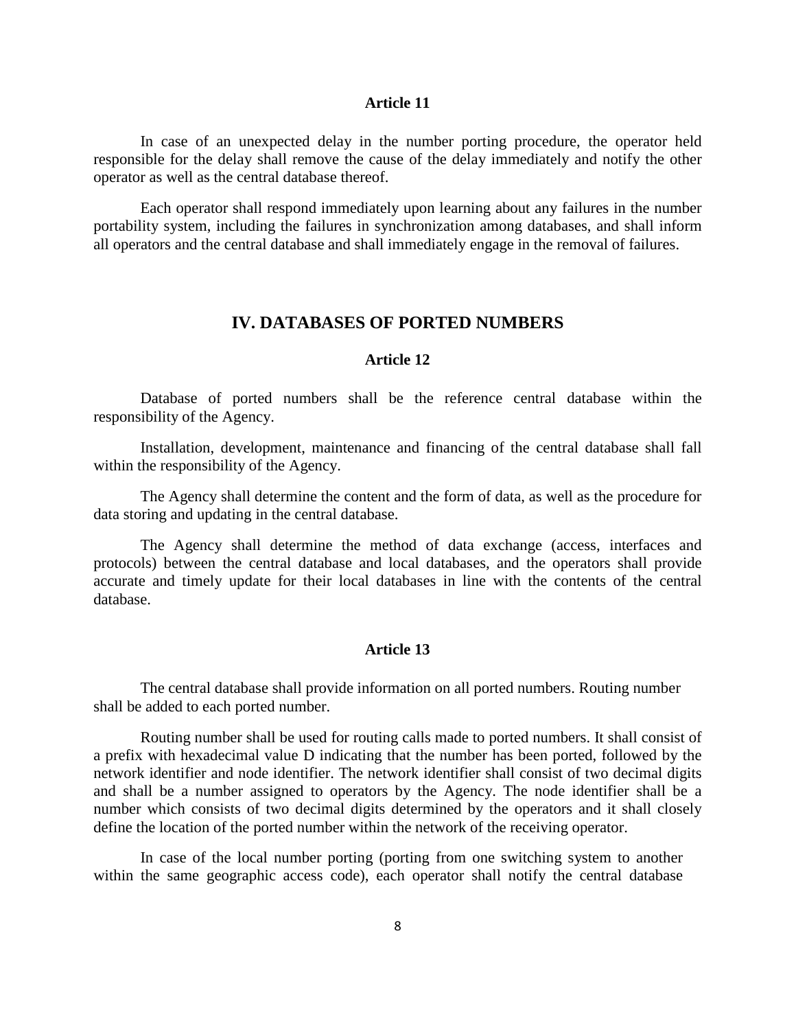### Article 11

In case of an unexpected delay in the number porting procedure, the operator held responsible for the delay shall remove the cause of the delay immediately and notify the other operator as well as the central database thereof.

Each operator shall respond immediately upon learning about any failures in the number portability system, including the failures in synchronization among databases, and shall inform all operators and the central database and shall immediately engage in the removal of failures.

## IV. DATABASES OF PORTED NUMBERS

### Article 12

Database of ported numbers shall be the reference central database within the responsibility of the Agency.

Installation, development, maintenance and financing of the central database shall fall within the responsibility of the Agency.

The Agency shall determine the content and the form of data, as well as the procedure for data storing and updating in the central database.

The Agency shall determine the method of data exchange (access, interfaces and protocols) between the central database and local databases, and the operators shall provide accurate and timely update for their local databases in line with the contents of the central database.

### Article 13

The central database shall provide information on all ported numbers. Routing number shall be added to each ported number.

Routing number shall be used for routing calls made to ported numbers. It shall consist of a prefix with hexadecimal value D indicating that the number has been ported, followed by the network identifier and node identifier. The network identifier shall consist of two decimal digits and shall be a number assigned to operators by the Agency. The node identifier shall be a number which consists of two decimal digits determined by the operators and it shall closely define the location of the ported number within the network of the receiving operator.

In case of the local number porting (porting from one switching system to another within the same geographic access code), each operator shall notify the central database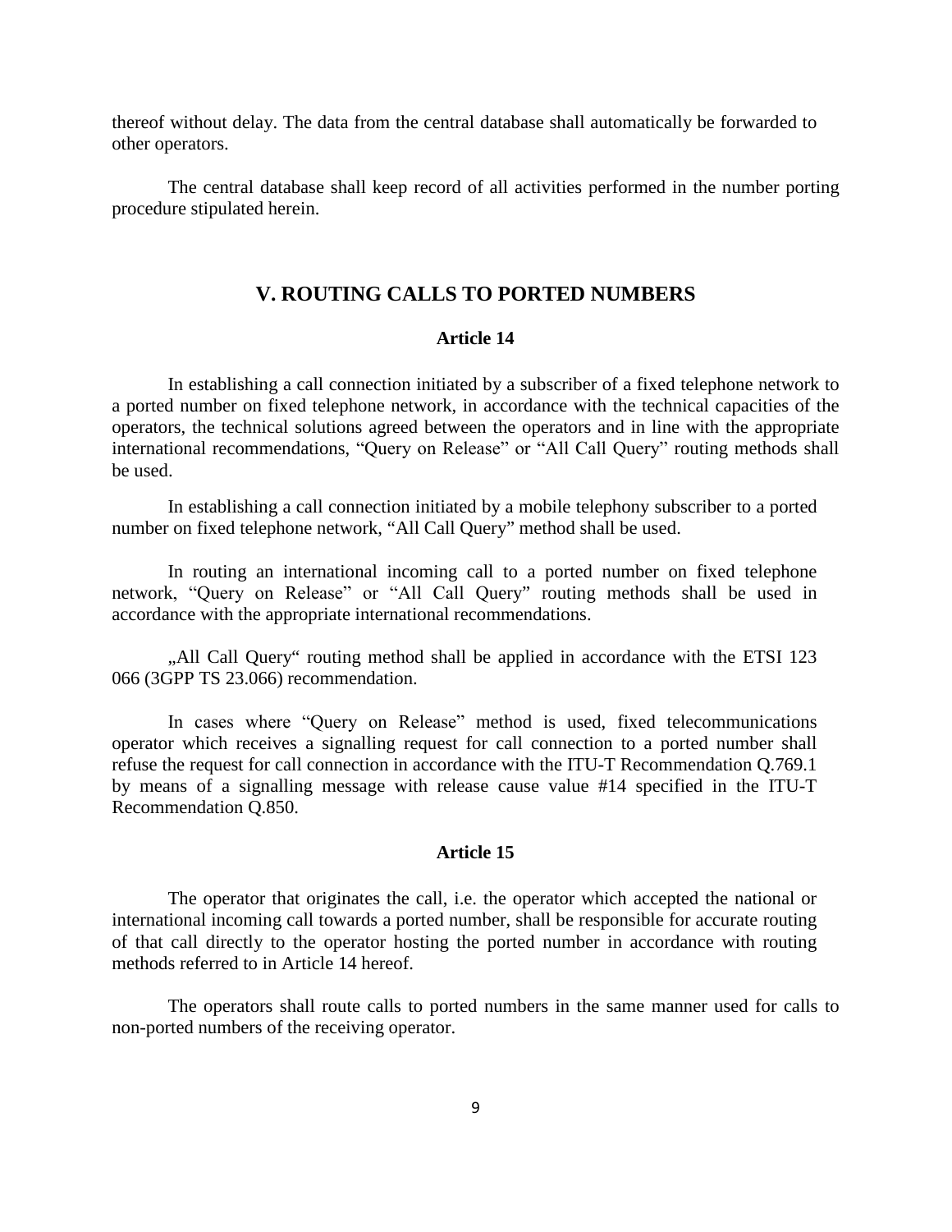thereof without delay. The data from the central database shall automatically be forwarded to other operators.

The central database shall keep record of all activities performed in the number porting procedure stipulated herein.

## V. ROUTING CALLS TO PORTED NUMBERS

### Article 14

In establishing a call connection initiated by a subscriber of a fixed telephone network to a ported number on fixed telephone network, in accordance with the technical capacities of the operators, the technical solutions agreed between the operators and in line with the appropriate international recommendations, "Query on Release" or "All Call Query" routing methods shall be used.

In establishing a call connection initiated by a mobile telephony subscriber to a ported number on fixed telephone network, "All Call Query" method shall be used.

In routing an international incoming call to a ported number on fixed telephone network, "Query on Release" or "All Call Query" routing methods shall be used in accordance with the appropriate international recommendations.

„All Call Query" routing method shall be applied in accordance with the ETSI 123 066 (3GPP TS 23.066) recommendation.

In cases where "Query on Release" method is used, fixed telecommunications operator which receives a signalling request for call connection to a ported number shall refuse the request for call connection in accordance with the ITU-T Recommendation Q.769.1 by means of a signalling message with release cause value #14 specified in the ITU-T Recommendation Q.850.

### Article 15

The operator that originates the call, i.e. the operator which accepted the national or international incoming call towards a ported number, shall be responsible for accurate routing of that call directly to the operator hosting the ported number in accordance with routing methods referred to in Article 14 hereof.

The operators shall route calls to ported numbers in the same manner used for calls to non-ported numbers of the receiving operator.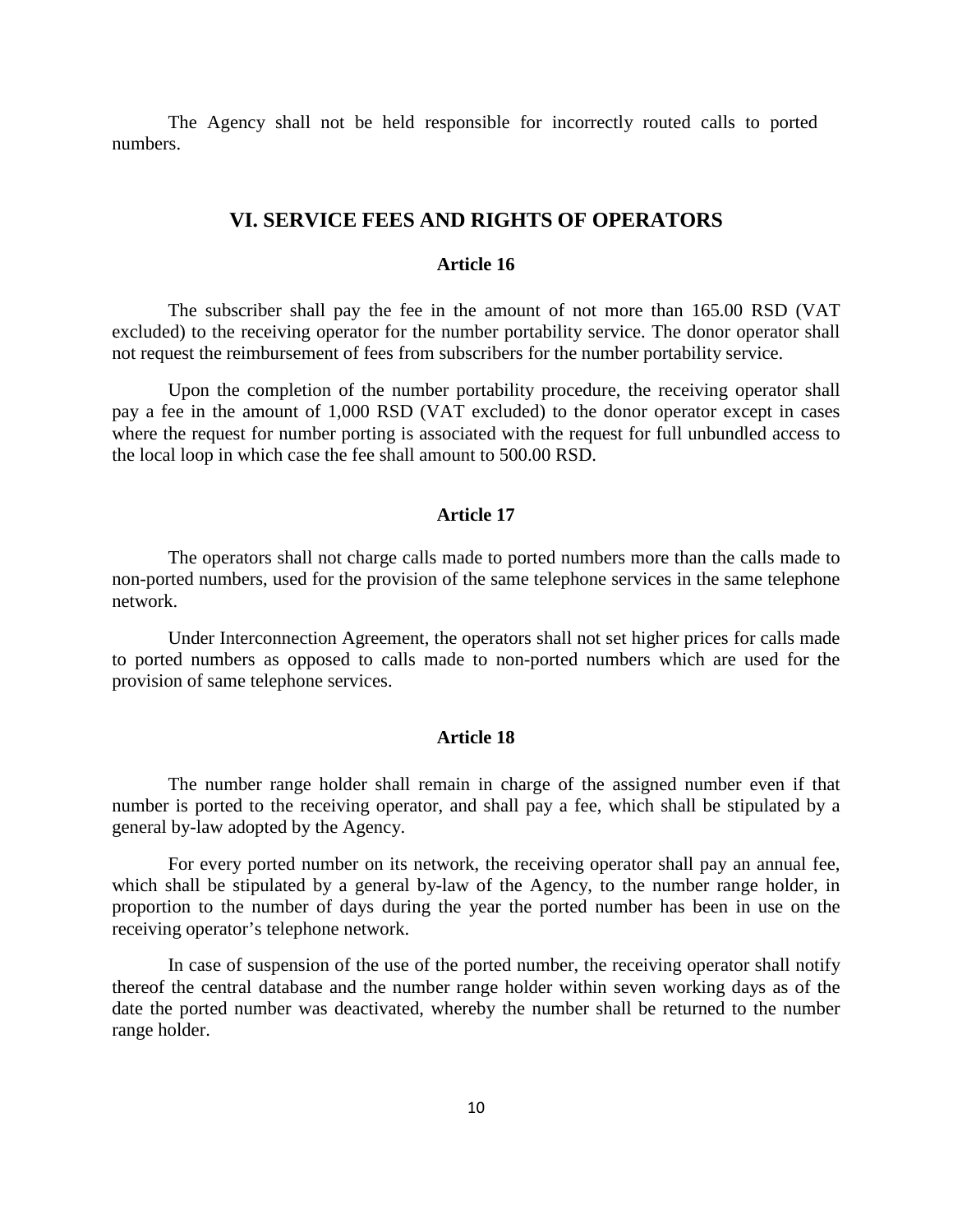The Agency shall not be held responsible for incorrectly routed calls to ported numbers.

## VI. SERVICE FEES AND RIGHTS OF OPERATORS

### Article 16

The subscriber shall pay the fee in the amount of not more than 165.00 RSD (VAT excluded) to the receiving operator for the number portability service. The donor operator shall not request the reimbursement of fees from subscribers for the number portability service.

Upon the completion of the number portability procedure, the receiving operator shall pay a fee in the amount of 1,000 RSD (VAT excluded) to the donor operator except in cases where the request for number porting is associated with the request for full unbundled access to the local loop in which case the fee shall amount to 500.00 RSD.

### Article 17

The operators shall not charge calls made to ported numbers more than the calls made to non-ported numbers, used for the provision of the same telephone services in the same telephone network.

Under Interconnection Agreement, the operators shall not set higher prices for calls made to ported numbers as opposed to calls made to non-ported numbers which are used for the provision of same telephone services.

### Article 18

The number range holder shall remain in charge of the assigned number even if that number is ported to the receiving operator, and shall pay a fee, which shall be stipulated by a general by-law adopted by the Agency.

For every ported number on its network, the receiving operator shall pay an annual fee, which shall be stipulated by a general by-law of the Agency, to the number range holder, in proportion to the number of days during the year the ported number has been in use on the receiving operator's telephone network.

In case of suspension of the use of the ported number, the receiving operator shall notify thereof the central database and the number range holder within seven working days as of the date the ported number was deactivated, whereby the number shall be returned to the number range holder.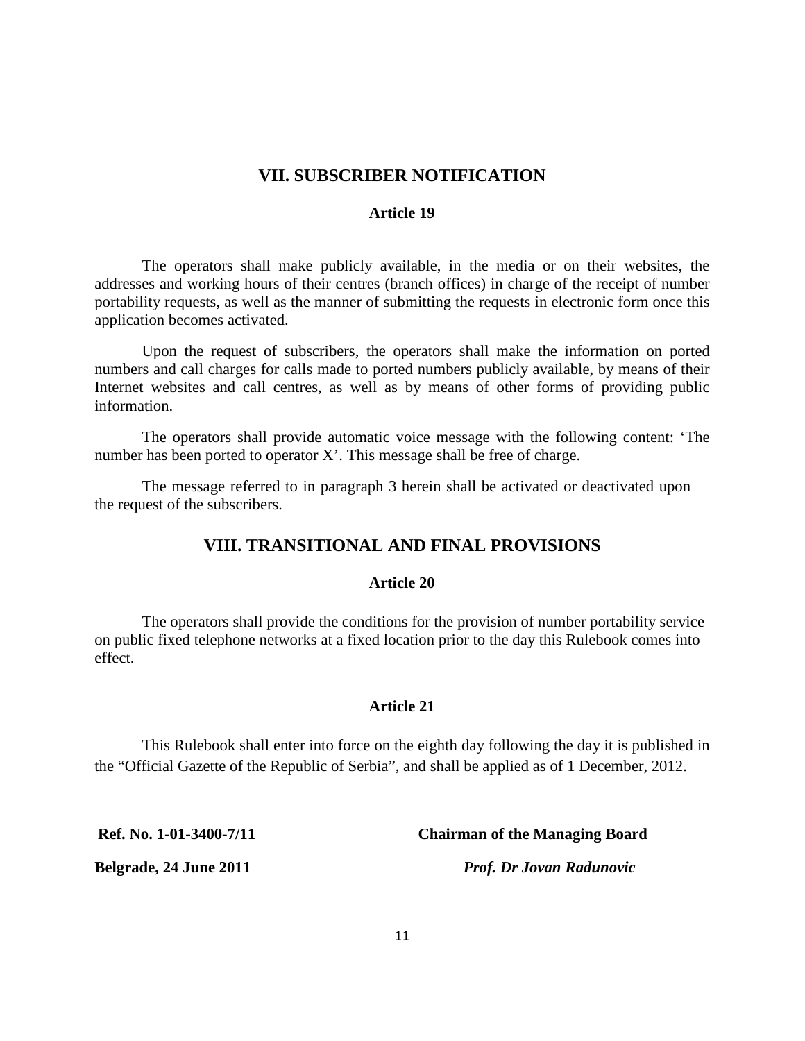## VII. SUBSCRIBER NOTIFICATION

### Article 19

The operators shall make publicly available, in the media or on their websites, the addresses and working hours of their centres (branch offices) in charge of the receipt of number portability requests, as well as the manner of submitting the requests in electronic form once this application becomes activated.

Upon the request of subscribers, the operators shall make the information on ported numbers and call charges for calls made to ported numbers publicly available, by means of their Internet websites and call centres, as well as by means of other forms of providing public information.

The operators shall provide automatic voice message with the following content: 'The number has been ported to operator X'. This message shall be free of charge.

The message referred to in paragraph 3 herein shall be activated or deactivated upon the request of the subscribers.

## VIII. TRANSITIONAL AND FINAL PROVISIONS

### Article 20

The operators shall provide the conditions for the provision of number portability service on public fixed telephone networks at a fixed location prior to the day this Rulebook comes into effect.

### Article 21

This Rulebook shall enter into force on the eighth day following the day it is published in the "Official Gazette of the Republic of Serbia", and shall be applied as of 1 December, 2012.

**Ref. No. 1-01-3400-7/11**

**Belgrade, 24 June 2011**

**Chairman of the Managing Board**

***Prof. Dr Jovan Radunovic***